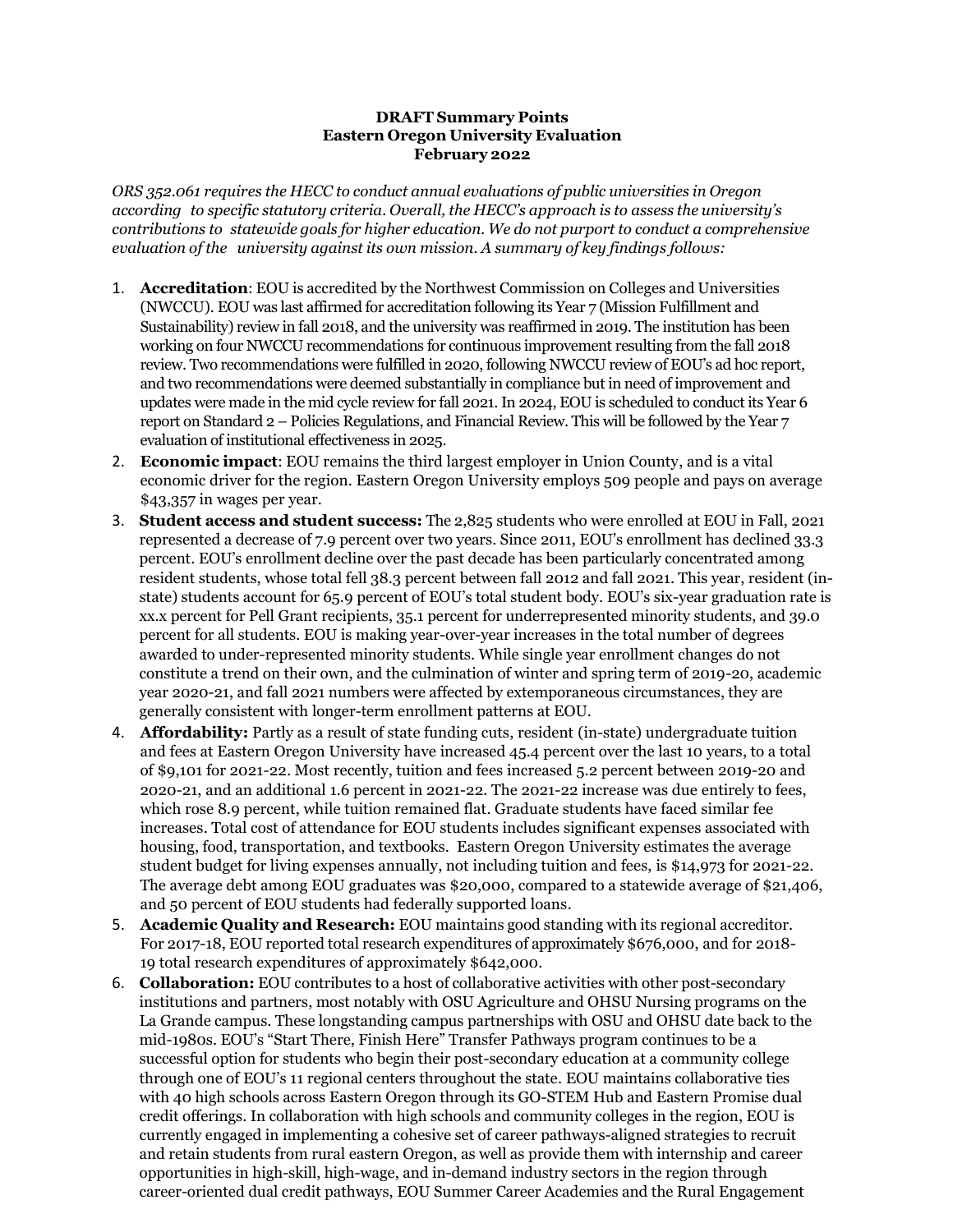**DRAFT Summary Points**
**Eastern Oregon University Evaluation**
**February 2022**

*ORS 352.061 requires the HECC to conduct annual evaluations of public universities in Oregon according to specific statutory criteria. Overall, the HECC's approach is to assess the university's contributions to statewide goals for higher education. We do not purport to conduct a comprehensive evaluation of the university against its own mission. A summary of key findings follows:*

1. **Accreditation**: EOU is accredited by the Northwest Commission on Colleges and Universities (NWCCU). EOU was last affirmed for accreditation following its Year 7 (Mission Fulfillment and Sustainability) review in fall 2018, and the university was reaffirmed in 2019. The institution has been working on four NWCCU recommendations for continuous improvement resulting from the fall 2018 review. Two recommendations were fulfilled in 2020, following NWCCU review of EOU's ad hoc report, and two recommendations were deemed substantially in compliance but in need of improvement and updates were made in the mid cycle review for fall 2021. In 2024, EOU is scheduled to conduct its Year 6 report on Standard 2 – Policies Regulations, and Financial Review. This will be followed by the Year 7 evaluation of institutional effectiveness in 2025.
2. **Economic impact**: EOU remains the third largest employer in Union County, and is a vital economic driver for the region. Eastern Oregon University employs 509 people and pays on average $43,357 in wages per year.
3. **Student access and student success:** The 2,825 students who were enrolled at EOU in Fall, 2021 represented a decrease of 7.9 percent over two years. Since 2011, EOU's enrollment has declined 33.3 percent. EOU's enrollment decline over the past decade has been particularly concentrated among resident students, whose total fell 38.3 percent between fall 2012 and fall 2021. This year, resident (in-state) students account for 65.9 percent of EOU's total student body. EOU's six-year graduation rate is xx.x percent for Pell Grant recipients, 35.1 percent for underrepresented minority students, and 39.0 percent for all students. EOU is making year-over-year increases in the total number of degrees awarded to under-represented minority students. While single year enrollment changes do not constitute a trend on their own, and the culmination of winter and spring term of 2019-20, academic year 2020-21, and fall 2021 numbers were affected by extemporaneous circumstances, they are generally consistent with longer-term enrollment patterns at EOU.
4. **Affordability:** Partly as a result of state funding cuts, resident (in-state) undergraduate tuition and fees at Eastern Oregon University have increased 45.4 percent over the last 10 years, to a total of $9,101 for 2021-22. Most recently, tuition and fees increased 5.2 percent between 2019-20 and 2020-21, and an additional 1.6 percent in 2021-22. The 2021-22 increase was due entirely to fees, which rose 8.9 percent, while tuition remained flat. Graduate students have faced similar fee increases. Total cost of attendance for EOU students includes significant expenses associated with housing, food, transportation, and textbooks. Eastern Oregon University estimates the average student budget for living expenses annually, not including tuition and fees, is $14,973 for 2021-22. The average debt among EOU graduates was $20,000, compared to a statewide average of $21,406, and 50 percent of EOU students had federally supported loans.
5. **Academic Quality and Research:** EOU maintains good standing with its regional accreditor. For 2017-18, EOU reported total research expenditures of approximately $676,000, and for 2018-19 total research expenditures of approximately $642,000.
6. **Collaboration:** EOU contributes to a host of collaborative activities with other post-secondary institutions and partners, most notably with OSU Agriculture and OHSU Nursing programs on the La Grande campus. These longstanding campus partnerships with OSU and OHSU date back to the mid-1980s. EOU's "Start There, Finish Here" Transfer Pathways program continues to be a successful option for students who begin their post-secondary education at a community college through one of EOU's 11 regional centers throughout the state. EOU maintains collaborative ties with 40 high schools across Eastern Oregon through its GO-STEM Hub and Eastern Promise dual credit offerings. In collaboration with high schools and community colleges in the region, EOU is currently engaged in implementing a cohesive set of career pathways-aligned strategies to recruit and retain students from rural eastern Oregon, as well as provide them with internship and career opportunities in high-skill, high-wage, and in-demand industry sectors in the region through career-oriented dual credit pathways, EOU Summer Career Academies and the Rural Engagement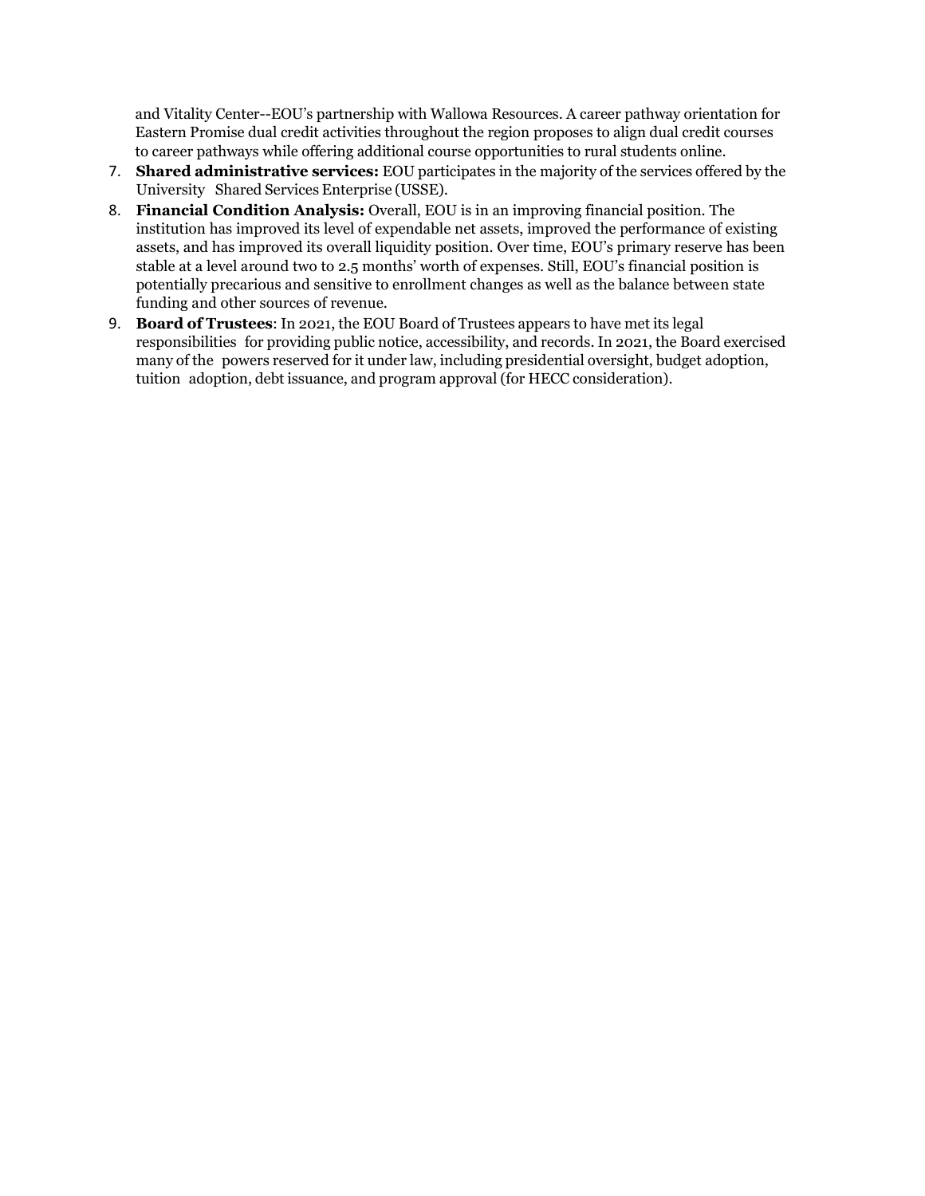and Vitality Center--EOU's partnership with Wallowa Resources. A career pathway orientation for Eastern Promise dual credit activities throughout the region proposes to align dual credit courses to career pathways while offering additional course opportunities to rural students online.

7. **Shared administrative services:** EOU participates in the majority of the services offered by the University Shared Services Enterprise (USSE).
8. **Financial Condition Analysis:** Overall, EOU is in an improving financial position. The institution has improved its level of expendable net assets, improved the performance of existing assets, and has improved its overall liquidity position. Over time, EOU's primary reserve has been stable at a level around two to 2.5 months' worth of expenses. Still, EOU's financial position is potentially precarious and sensitive to enrollment changes as well as the balance between state funding and other sources of revenue.
9. **Board of Trustees**: In 2021, the EOU Board of Trustees appears to have met its legal responsibilities for providing public notice, accessibility, and records. In 2021, the Board exercised many of the powers reserved for it under law, including presidential oversight, budget adoption, tuition adoption, debt issuance, and program approval (for HECC consideration).